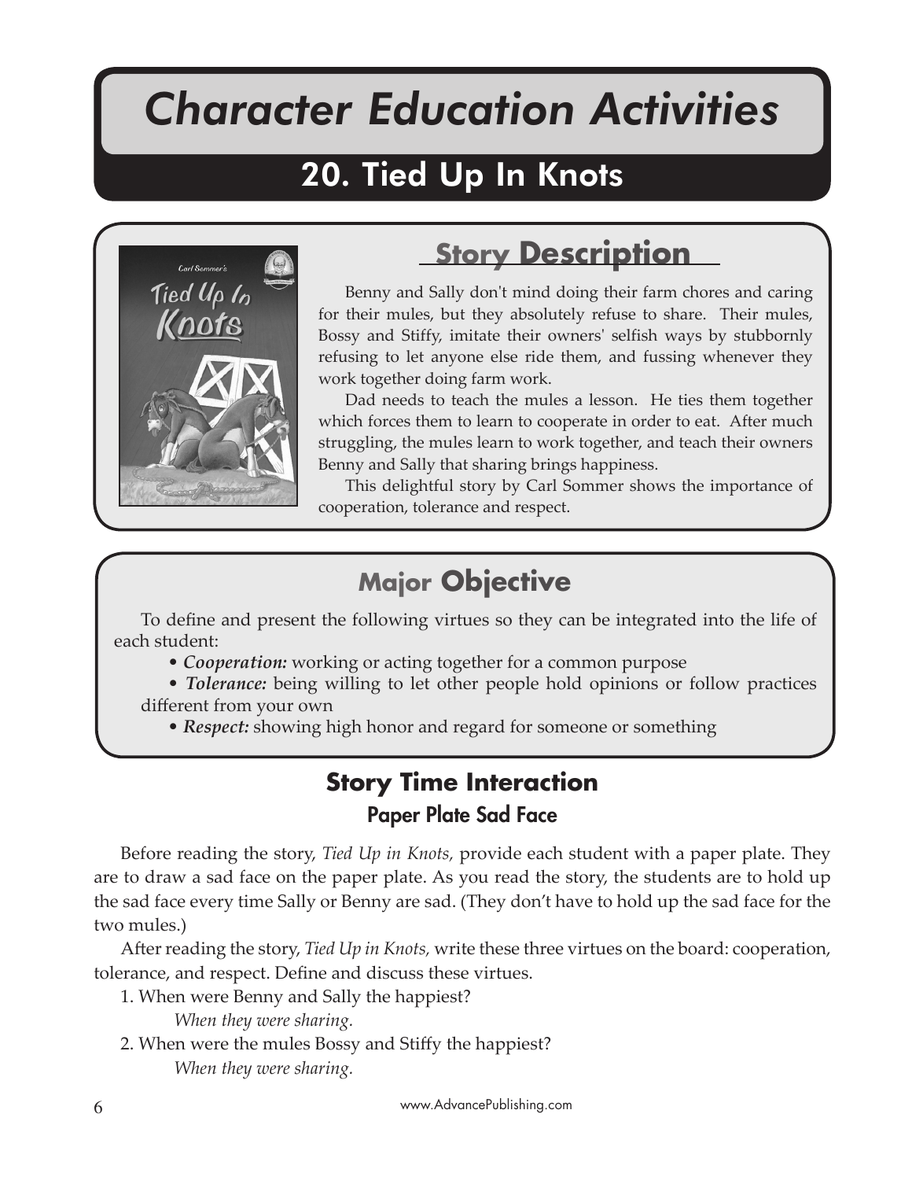# Character Education Activities

## 20. Tied Up In Knots

### Story Description

Benny and Sally don't mind doing their farm chores and caring for their mules, but they absolutely refuse to share. Their mules, Bossy and Stiffy, imitate their owners' selfish ways by stubbornly refusing to let anyone else ride them, and fussing whenever they work together doing farm work.

Dad needs to teach the mules a lesson. He ties them together which forces them to learn to cooperate in order to eat. After much struggling, the mules learn to work together, and teach their owners Benny and Sally that sharing brings happiness.

This delightful story by Carl Sommer shows the importance of cooperation, tolerance and respect.

### Major Objective

To define and present the following virtues so they can be integrated into the life of each student:

- ***Cooperation:*** working or acting together for a common purpose
- ***Tolerance:*** being willing to let other people hold opinions or follow practices different from your own
- ***Respect:*** showing high honor and regard for someone or something

### Story Time Interaction

#### Paper Plate Sad Face

Before reading the story, *Tied Up in Knots,* provide each student with a paper plate. They are to draw a sad face on the paper plate. As you read the story, the students are to hold up the sad face every time Sally or Benny are sad. (They don't have to hold up the sad face for the two mules.)

After reading the story, *Tied Up in Knots,* write these three virtues on the board: cooperation, tolerance, and respect. Define and discuss these virtues.

1. When were Benny and Sally the happiest?
   *When they were sharing.*
2. When were the mules Bossy and Stiffy the happiest?
   *When they were sharing.*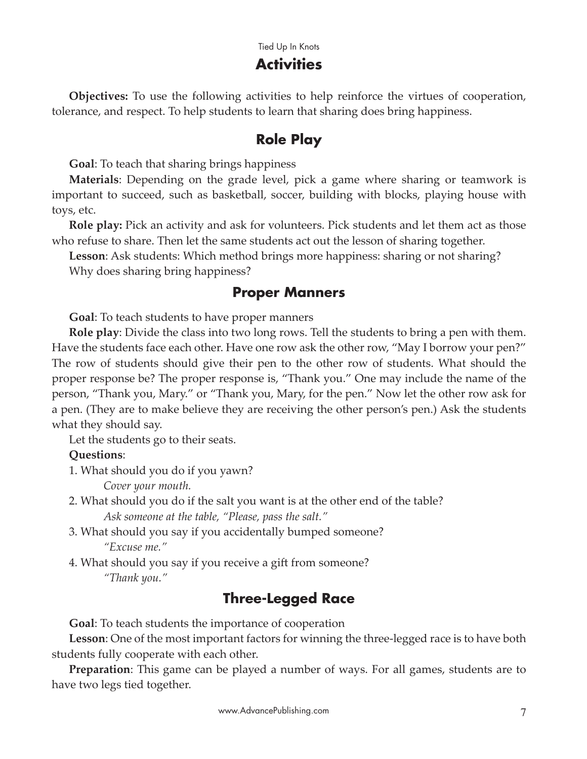# Activities

**Objectives:** To use the following activities to help reinforce the virtues of cooperation, tolerance, and respect. To help students to learn that sharing does bring happiness.

## Role Play

**Goal**: To teach that sharing brings happiness

**Materials**: Depending on the grade level, pick a game where sharing or teamwork is important to succeed, such as basketball, soccer, building with blocks, playing house with toys, etc.

**Role play:** Pick an activity and ask for volunteers. Pick students and let them act as those who refuse to share. Then let the same students act out the lesson of sharing together.

**Lesson**: Ask students: Which method brings more happiness: sharing or not sharing?

Why does sharing bring happiness?

## Proper Manners

**Goal**: To teach students to have proper manners

**Role play**: Divide the class into two long rows. Tell the students to bring a pen with them. Have the students face each other. Have one row ask the other row, "May I borrow your pen?" The row of students should give their pen to the other row of students. What should the proper response be? The proper response is, "Thank you." One may include the name of the person, "Thank you, Mary." or "Thank you, Mary, for the pen." Now let the other row ask for a pen. (They are to make believe they are receiving the other person's pen.) Ask the students what they should say.

Let the students go to their seats.

**Questions**:

1. What should you do if you yawn?
   *Cover your mouth.*
2. What should you do if the salt you want is at the other end of the table?
   *Ask someone at the table, "Please, pass the salt."*
3. What should you say if you accidentally bumped someone?
   *"Excuse me."*
4. What should you say if you receive a gift from someone?
   *"Thank you."*

## Three-Legged Race

**Goal**: To teach students the importance of cooperation

**Lesson**: One of the most important factors for winning the three-legged race is to have both students fully cooperate with each other.

**Preparation**: This game can be played a number of ways. For all games, students are to have two legs tied together.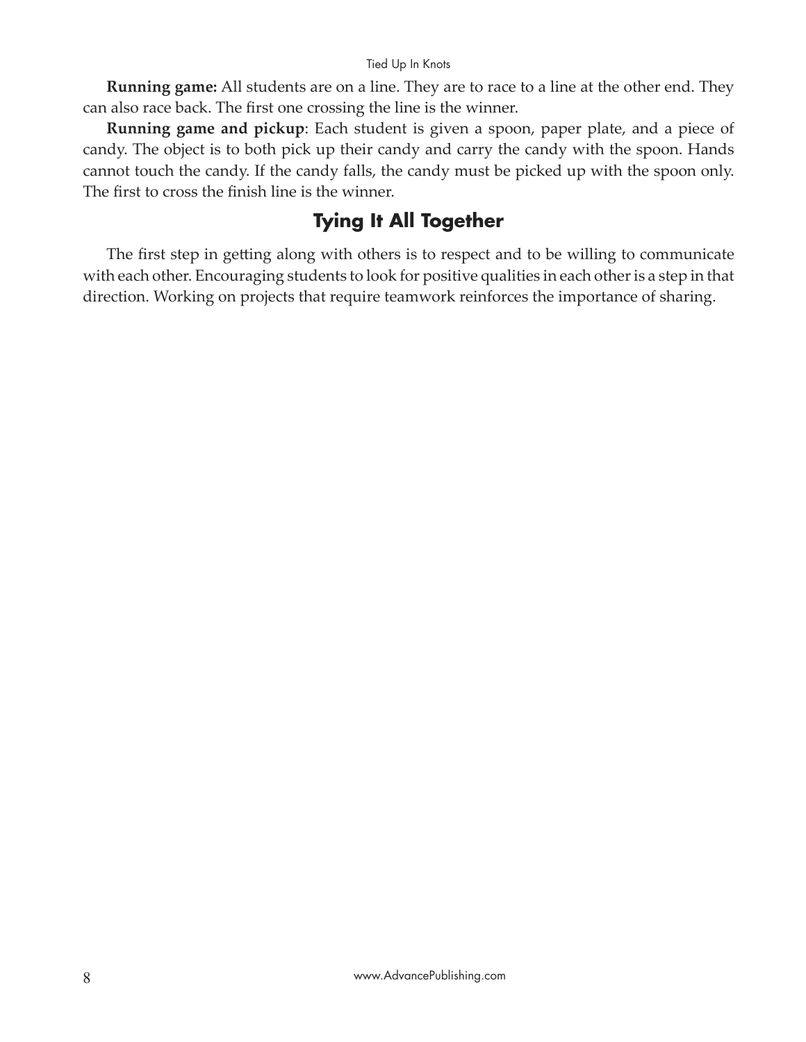**Running game:** All students are on a line. They are to race to a line at the other end. They can also race back. The first one crossing the line is the winner.

**Running game and pickup**: Each student is given a spoon, paper plate, and a piece of candy. The object is to both pick up their candy and carry the candy with the spoon. Hands cannot touch the candy. If the candy falls, the candy must be picked up with the spoon only. The first to cross the finish line is the winner.

## Tying It All Together

The first step in getting along with others is to respect and to be willing to communicate with each other. Encouraging students to look for positive qualities in each other is a step in that direction. Working on projects that require teamwork reinforces the importance of sharing.